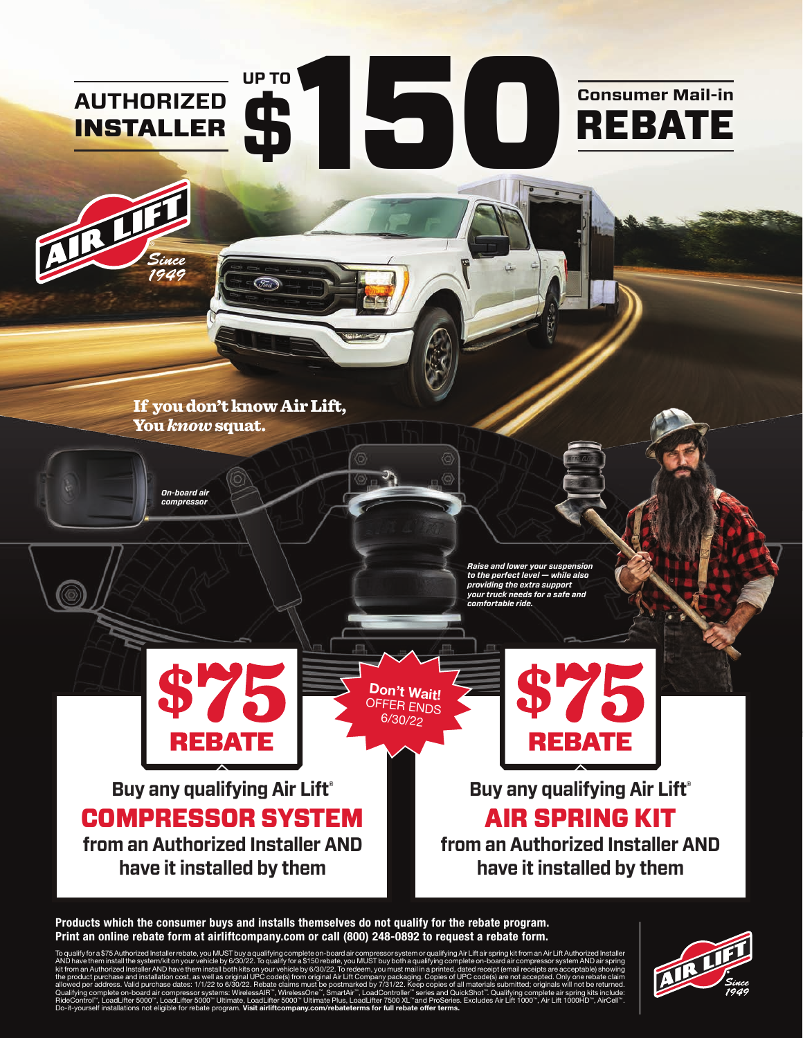# AUTHORIZED INSTALLER UP TO $150 Consumer Mail-in REBATE

AIR LIFT® Since 1949

**If you don't know Air Lift, You *know* squat.**

*On-board air compressor*

*Raise and lower your suspension to the perfect level — while also providing the extra support your truck needs for a safe and comfortable ride.*

## $75 REBATE

**Buy any qualifying Air Lift®**

## COMPRESSOR SYSTEM

**from an Authorized Installer AND have it installed by them**

**Don't Wait!** OFFER ENDS 6/30/22

## $75 REBATE

**Buy any qualifying Air Lift®**

## AIR SPRING KIT

**from an Authorized Installer AND have it installed by them**

**Products which the consumer buys and installs themselves do not qualify for the rebate program. Print an online rebate form at airliftcompany.com or call (800) 248-0892 to request a rebate form.**

To qualify for a $75 Authorized Installer rebate, you MUST buy a qualifying complete on-board air compressor system or qualifying Air Lift air spring kit from an Air Lift Authorized Installer AND have them install the system/kit on your vehicle by 6/30/22. To qualify for a $150 rebate, you MUST buy both a qualifying complete on-board air compressor system AND air spring kit from an Authorized Installer AND have them install both kits on your vehicle by 6/30/22. To redeem, you must mail in a printed, dated receipt (email receipts are acceptable) showing the product purchase and installation cost, as well as original UPC code(s) from original Air Lift Company packaging. Copies of UPC code(s) are not accepted. Only one rebate claim allowed per address. Valid purchase dates: 1/1/22 to 6/30/22. Rebate claims must be postmarked by 7/31/22. Keep copies of all materials submitted; originals will not be returned. Qualifying complete on-board air compressor systems: WirelessAIR™, WirelessOne™, SmartAir™, LoadController™ series and QuickShot™. Qualifying complete air spring kits include: RideControl™, LoadLifter 5000™, LoadLifter 5000™ Ultimate, LoadLifter 5000™ Ultimate Plus, LoadLifter 7500 XL™ and ProSeries. Excludes Air Lift 1000™, Air Lift 1000HD™, AirCell™. Do-it-yourself installations not eligible for rebate program. **Visit airliftcompany.com/rebateterms for full rebate offer terms.**

AIR LIFT® Since 1949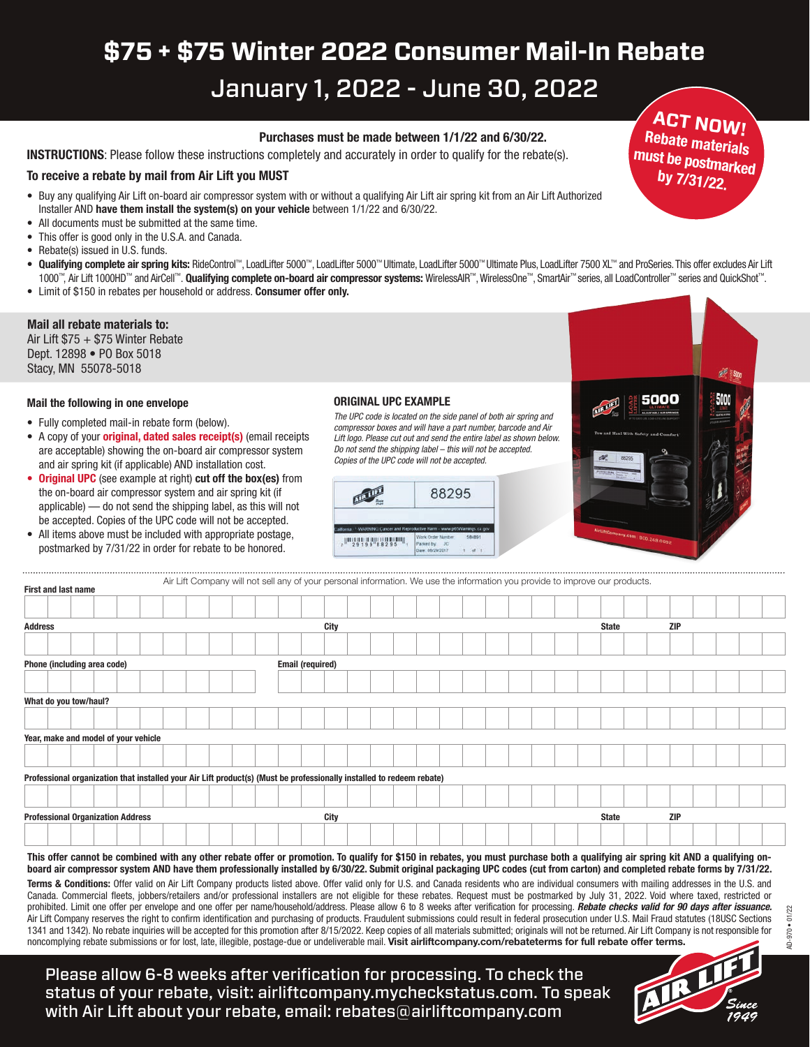# $75 + $75 Winter 2022 Consumer Mail-In Rebate

## January 1, 2022 - June 30, 2022

**ACT NOW! Rebate materials must be postmarked by 7/31/22.**

**Purchases must be made between 1/1/22 and 6/30/22.**

**INSTRUCTIONS**: Please follow these instructions completely and accurately in order to qualify for the rebate(s).

**To receive a rebate by mail from Air Lift you MUST**

- Buy any qualifying Air Lift on-board air compressor system with or without a qualifying Air Lift air spring kit from an Air Lift Authorized Installer AND **have them install the system(s) on your vehicle** between 1/1/22 and 6/30/22.
- All documents must be submitted at the same time.
- This offer is good only in the U.S.A. and Canada.
- Rebate(s) issued in U.S. funds.
- **Qualifying complete air spring kits:** RideControl™, LoadLifter 5000™, LoadLifter 5000™ Ultimate, LoadLifter 5000™ Ultimate Plus, LoadLifter 7500 XL™ and ProSeries. This offer excludes Air Lift 1000™, Air Lift 1000HD™ and AirCell™. **Qualifying complete on-board air compressor systems:** WirelessAIR™, WirelessOne™, SmartAir™ series, all LoadController™ series and QuickShot™.
- Limit of $150 in rebates per household or address. **Consumer offer only.**

**Mail all rebate materials to:**
Air Lift $75 + $75 Winter Rebate
Dept. 12898 • PO Box 5018
Stacy, MN 55078-5018

**Mail the following in one envelope**

- Fully completed mail-in rebate form (below).
- A copy of your **original, dated sales receipt(s)** (email receipts are acceptable) showing the on-board air compressor system and air spring kit (if applicable) AND installation cost.
- **Original UPC** (see example at right) **cut off the box(es)** from the on-board air compressor system and air spring kit (if applicable) — do not send the shipping label, as this will not be accepted. Copies of the UPC code will not be accepted.
- All items above must be included with appropriate postage, postmarked by 7/31/22 in order for rebate to be honored.

**ORIGINAL UPC EXAMPLE**

*The UPC code is located on the side panel of both air spring and compressor boxes and will have a part number, barcode and Air Lift logo. Please cut out and send the entire label as shown below. Do not send the shipping label – this will not be accepted. Copies of the UPC code will not be accepted.*

Air Lift Company will not sell any of your personal information. We use the information you provide to improve our products.

**First and last name**

**Address** | **City** | **State** | **ZIP**

**Phone (including area code)** | **Email (required)**

**What do you tow/haul?**

**Year, make and model of your vehicle**

**Professional organization that installed your Air Lift product(s) (Must be professionally installed to redeem rebate)**

**Professional Organization Address** | **City** | **State** | **ZIP**

**This offer cannot be combined with any other rebate offer or promotion. To qualify for $150 in rebates, you must purchase both a qualifying air spring kit AND a qualifying on-board air compressor system AND have them professionally installed by 6/30/22. Submit original packaging UPC codes (cut from carton) and completed rebate forms by 7/31/22.**

**Terms & Conditions:** Offer valid on Air Lift Company products listed above. Offer valid only for U.S. and Canada residents who are individual consumers with mailing addresses in the U.S. and Canada. Commercial fleets, jobbers/retailers and/or professional installers are not eligible for these rebates. Request must be postmarked by July 31, 2022. Void where taxed, restricted or prohibited. Limit one offer per envelope and one offer per name/household/address. Please allow 6 to 8 weeks after verification for processing. ***Rebate checks valid for 90 days after issuance.*** Air Lift Company reserves the right to confirm identification and purchasing of products. Fraudulent submissions could result in federal prosecution under U.S. Mail Fraud statutes (18USC Sections 1341 and 1342). No rebate inquiries will be accepted for this promotion after 8/15/2022. Keep copies of all materials submitted; originals will not be returned. Air Lift Company is not responsible for noncomplying rebate submissions or for lost, late, illegible, postage-due or undeliverable mail. **Visit airliftcompany.com/rebateterms for full rebate offer terms.**

AD-970 • 01/22

Please allow 6-8 weeks after verification for processing. To check the status of your rebate, visit: airliftcompany.mycheckstatus.com. To speak with Air Lift about your rebate, email: rebates@airliftcompany.com